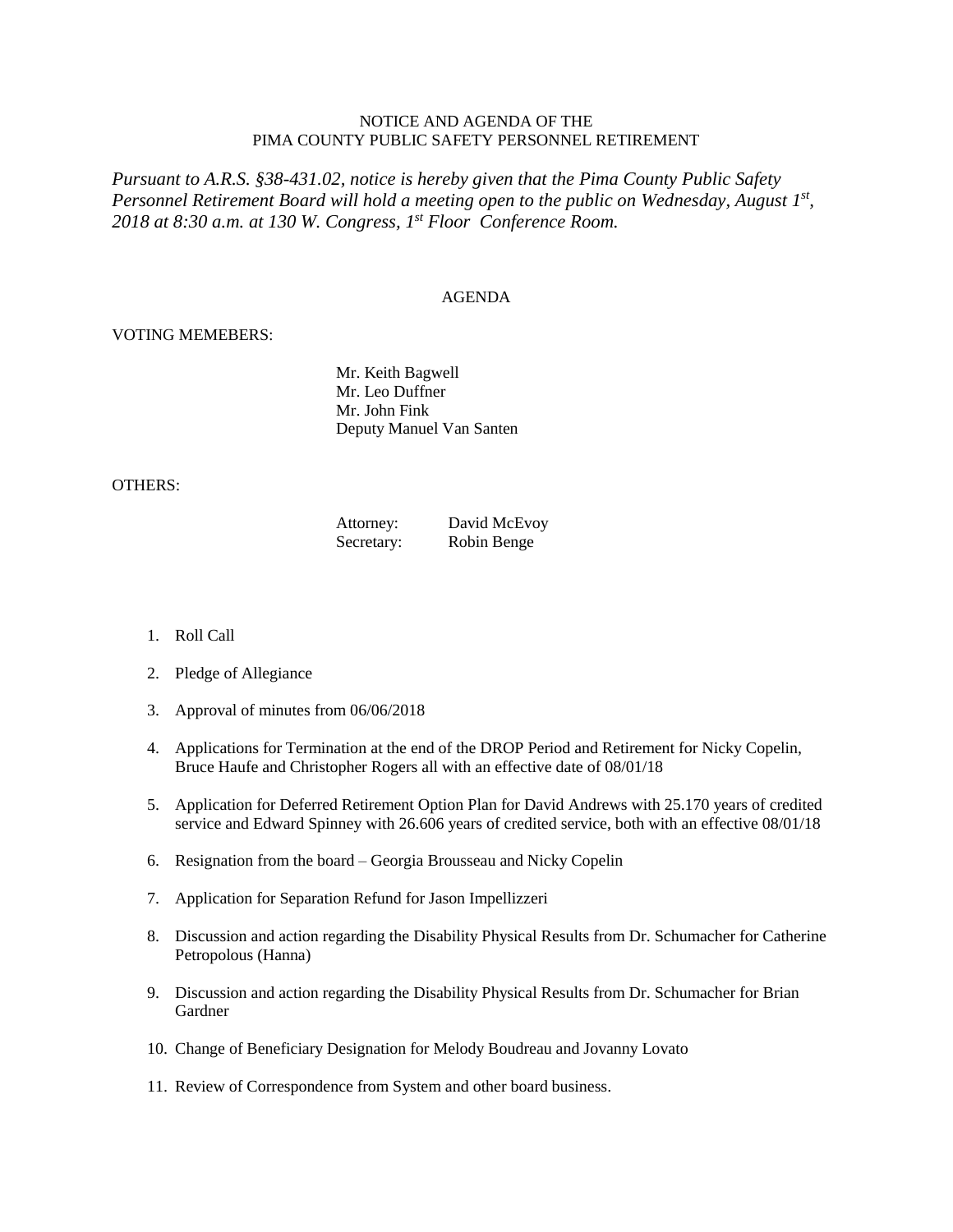NOTICE AND AGENDA OF THE
PIMA COUNTY PUBLIC SAFETY PERSONNEL RETIREMENT

*Pursuant to A.R.S. §38-431.02, notice is hereby given that the Pima County Public Safety Personnel Retirement Board will hold a meeting open to the public on Wednesday, August 1st, 2018 at 8:30 a.m. at 130 W. Congress, 1st Floor Conference Room.*

AGENDA

VOTING MEMEBERS:

Mr. Keith Bagwell
Mr. Leo Duffner
Mr. John Fink
Deputy Manuel Van Santen

OTHERS:

Attorney: David McEvoy
Secretary: Robin Benge

1. Roll Call
2. Pledge of Allegiance
3. Approval of minutes from 06/06/2018
4. Applications for Termination at the end of the DROP Period and Retirement for Nicky Copelin, Bruce Haufe and Christopher Rogers all with an effective date of 08/01/18
5. Application for Deferred Retirement Option Plan for David Andrews with 25.170 years of credited service and Edward Spinney with 26.606 years of credited service, both with an effective 08/01/18
6. Resignation from the board – Georgia Brousseau and Nicky Copelin
7. Application for Separation Refund for Jason Impellizzeri
8. Discussion and action regarding the Disability Physical Results from Dr. Schumacher for Catherine Petropolous (Hanna)
9. Discussion and action regarding the Disability Physical Results from Dr. Schumacher for Brian Gardner
10. Change of Beneficiary Designation for Melody Boudreau and Jovanny Lovato
11. Review of Correspondence from System and other board business.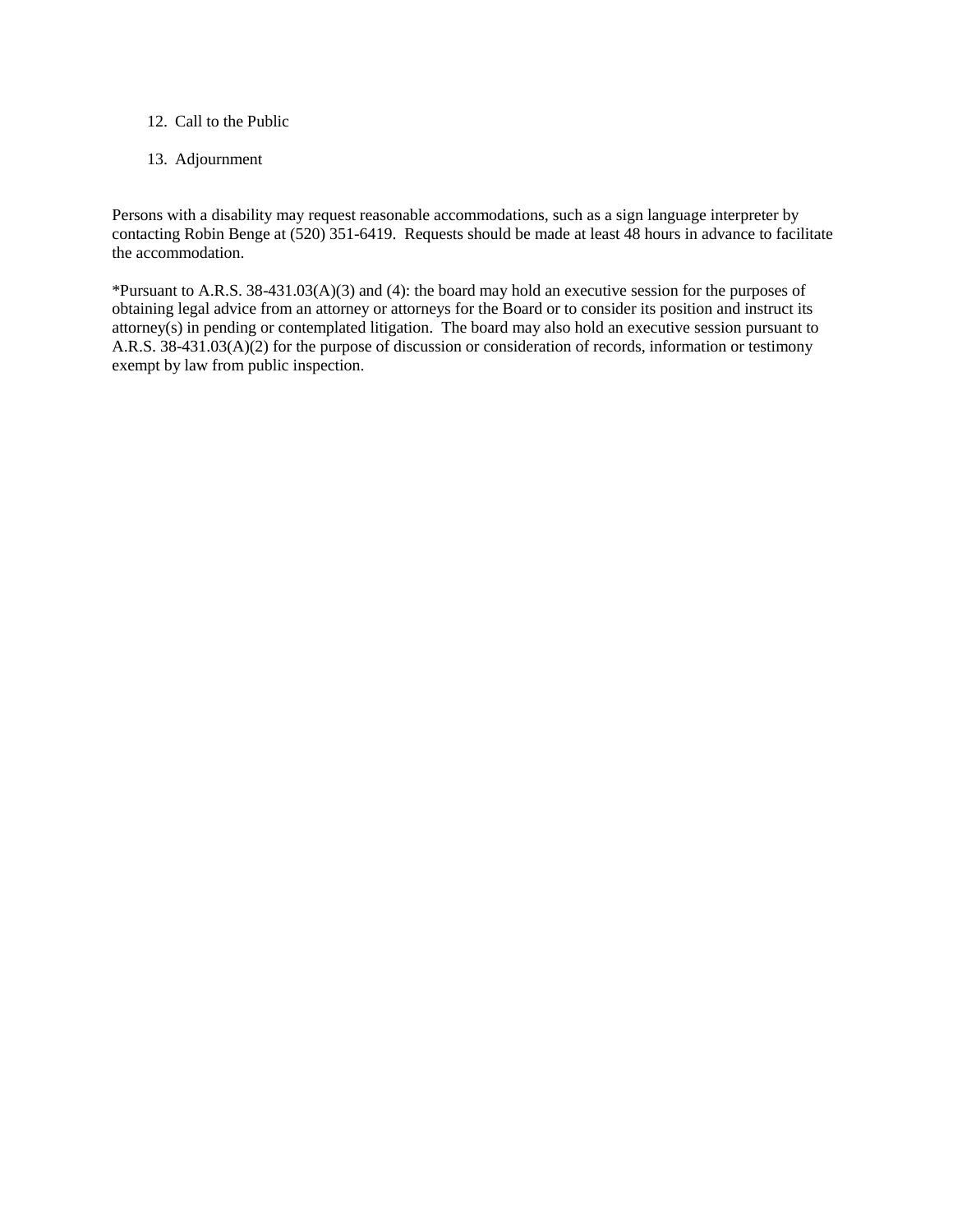12. Call to the Public

13. Adjournment

Persons with a disability may request reasonable accommodations, such as a sign language interpreter by contacting Robin Benge at (520) 351-6419. Requests should be made at least 48 hours in advance to facilitate the accommodation.

*Pursuant to A.R.S. 38-431.03(A)(3) and (4): the board may hold an executive session for the purposes of obtaining legal advice from an attorney or attorneys for the Board or to consider its position and instruct its attorney(s) in pending or contemplated litigation. The board may also hold an executive session pursuant to A.R.S. 38-431.03(A)(2) for the purpose of discussion or consideration of records, information or testimony exempt by law from public inspection.